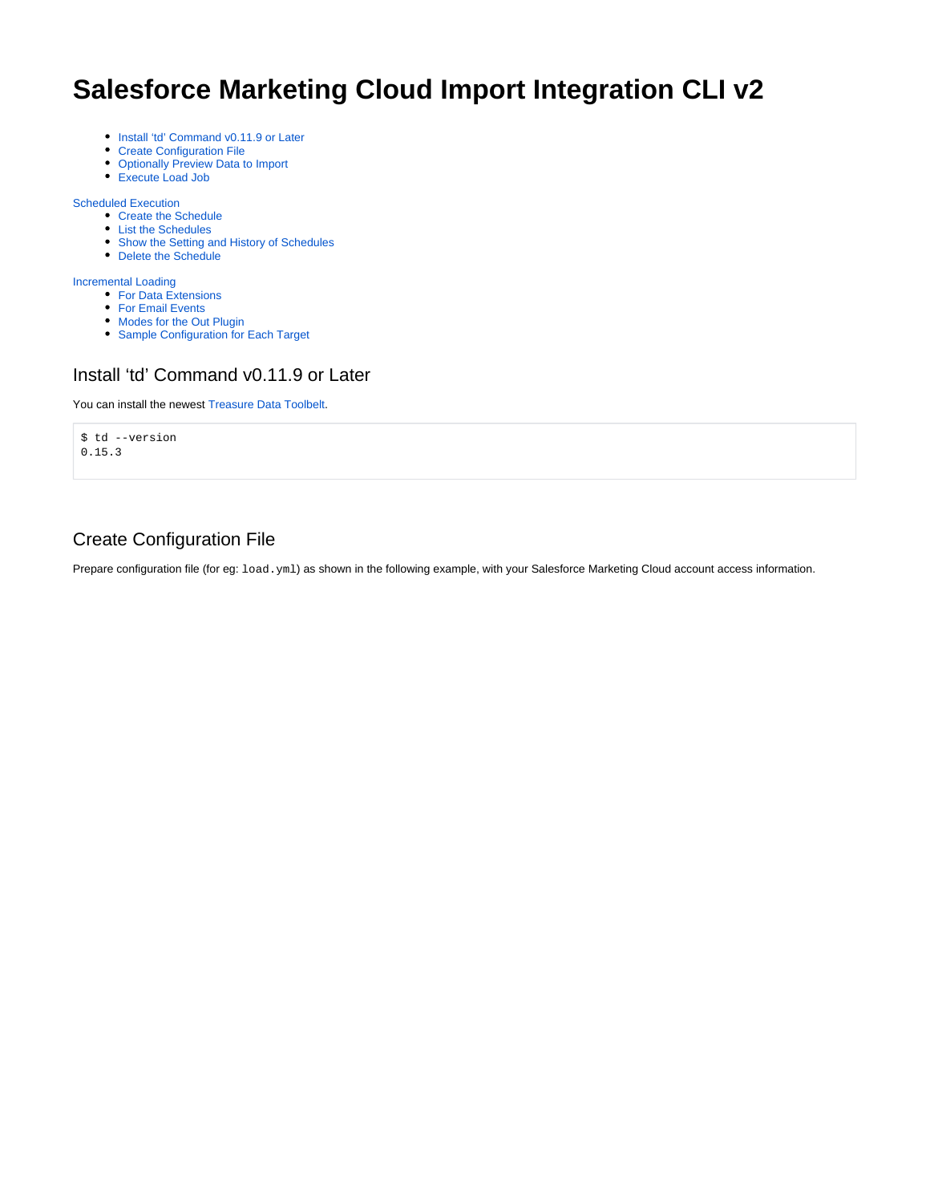# Salesforce Marketing Cloud Import Integration CLI v2

- Install ‘td’ Command v0.11.9 or Later
- Create Configuration File
- Optionally Preview Data to Import
- Execute Load Job

Scheduled Execution

- Create the Schedule
- List the Schedules
- Show the Setting and History of Schedules
- Delete the Schedule

Incremental Loading

- For Data Extensions
- For Email Events
- Modes for the Out Plugin
- Sample Configuration for Each Target

## Install ‘td’ Command v0.11.9 or Later

You can install the newest Treasure Data Toolbelt.

```
$ td --version
0.15.3
```

## Create Configuration File

Prepare configuration file (for eg: `load.yml`) as shown in the following example, with your Salesforce Marketing Cloud account access information.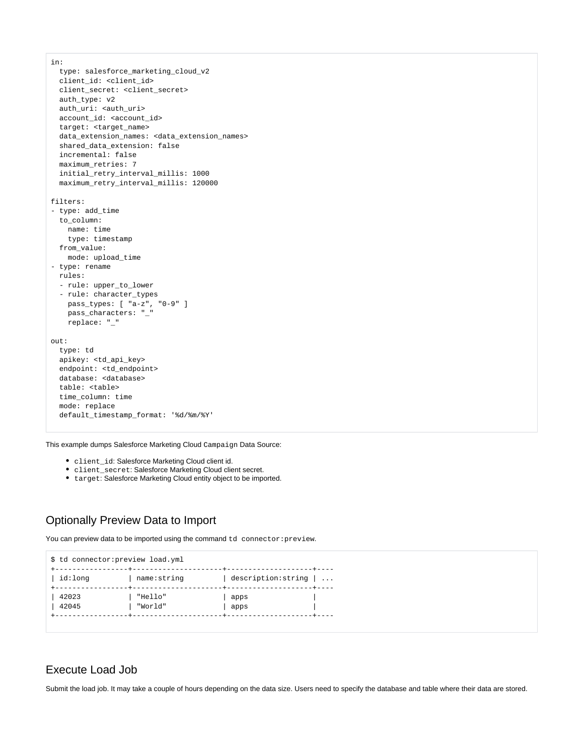```
in:
  type: salesforce_marketing_cloud_v2
  client_id: <client_id>
  client_secret: <client_secret>
  auth_type: v2
  auth_uri: <auth_uri>
  account_id: <account_id>
  target: <target_name>
  data_extension_names: <data_extension_names>
  shared_data_extension: false
  incremental: false
  maximum_retries: 7
  initial_retry_interval_millis: 1000
  maximum_retry_interval_millis: 120000

filters:
- type: add_time
  to_column:
    name: time
    type: timestamp
  from_value:
    mode: upload_time
- type: rename
  rules:
  - rule: upper_to_lower
  - rule: character_types
    pass_types: [ "a-z", "0-9" ]
    pass_characters: "_"
    replace: "_"

out:
  type: td
  apikey: <td_api_key>
  endpoint: <td_endpoint>
  database: <database>
  table: <table>
  time_column: time
  mode: replace
  default_timestamp_format: '%d/%m/%Y'
```

This example dumps Salesforce Marketing Cloud `Campaign` Data Source:

- `client_id`: Salesforce Marketing Cloud client id.
- `client_secret`: Salesforce Marketing Cloud client secret.
- `target`: Salesforce Marketing Cloud entity object to be imported.

## Optionally Preview Data to Import

You can preview data to be imported using the command `td connector:preview`.

```
$ td connector:preview load.yml
+-----------------+---------------------+--------------------+----
| id:long         | name:string         | description:string | ...
+-----------------+---------------------+--------------------+----
| 42023           | "Hello"             | apps               |
| 42045           | "World"             | apps               |
+-----------------+---------------------+--------------------+----
```

## Execute Load Job

Submit the load job. It may take a couple of hours depending on the data size. Users need to specify the database and table where their data are stored.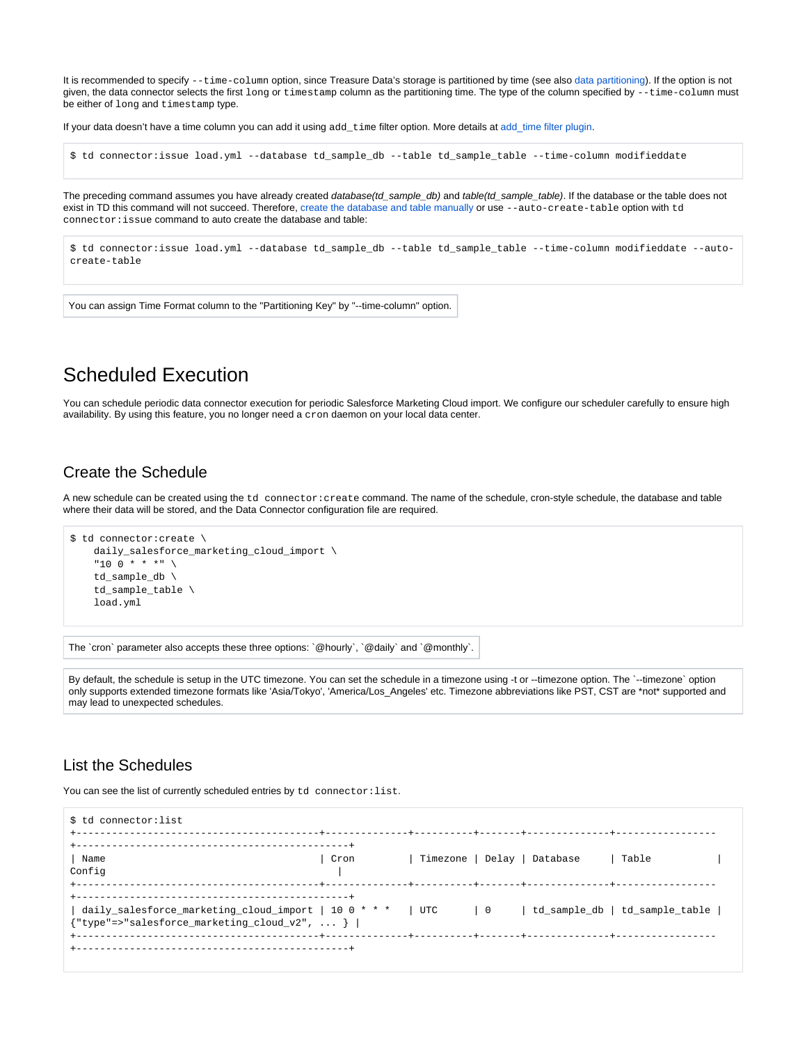It is recommended to specify `--time-column` option, since Treasure Data's storage is partitioned by time (see also data partitioning). If the option is not given, the data connector selects the first `long` or `timestamp` column as the partitioning time. The type of the column specified by `--time-column` must be either of `long` and `timestamp` type.

If your data doesn't have a time column you can add it using `add_time` filter option. More details at add_time filter plugin.

```
$ td connector:issue load.yml --database td_sample_db --table td_sample_table --time-column modifieddate
```

The preceding command assumes you have already created *database(td_sample_db)* and *table(td_sample_table)*. If the database or the table does not exist in TD this command will not succeed. Therefore, create the database and table manually or use `--auto-create-table` option with `td connector:issue` command to auto create the database and table:

```
$ td connector:issue load.yml --database td_sample_db --table td_sample_table --time-column modifieddate --auto-create-table
```

You can assign Time Format column to the "Partitioning Key" by "--time-column" option.

# Scheduled Execution

You can schedule periodic data connector execution for periodic Salesforce Marketing Cloud import. We configure our scheduler carefully to ensure high availability. By using this feature, you no longer need a `cron` daemon on your local data center.

## Create the Schedule

A new schedule can be created using the `td connector:create` command. The name of the schedule, cron-style schedule, the database and table where their data will be stored, and the Data Connector configuration file are required.

```
$ td connector:create \
    daily_salesforce_marketing_cloud_import \
    "10 0 * * *" \
    td_sample_db \
    td_sample_table \
    load.yml
```

The `cron` parameter also accepts these three options: `@hourly`, `@daily` and `@monthly`.

By default, the schedule is setup in the UTC timezone. You can set the schedule in a timezone using -t or --timezone option. The `--timezone` option only supports extended timezone formats like 'Asia/Tokyo', 'America/Los_Angeles' etc. Timezone abbreviations like PST, CST are *not* supported and may lead to unexpected schedules.

## List the Schedules

You can see the list of currently scheduled entries by `td connector:list`.

```
$ td connector:list
+-----------------------------------------+--------------+----------+-------+--------------+-----------------+----------------------------------------------+
| Name                                    | Cron         | Timezone | Delay | Database     | Table           | Config                                       |
+-----------------------------------------+--------------+----------+-------+--------------+-----------------+----------------------------------------------+
| daily_salesforce_marketing_cloud_import | 10 0 * * *   | UTC      | 0     | td_sample_db | td_sample_table | {"type"=>"salesforce_marketing_cloud_v2", ... } |
+-----------------------------------------+--------------+----------+-------+--------------+-----------------+----------------------------------------------+
```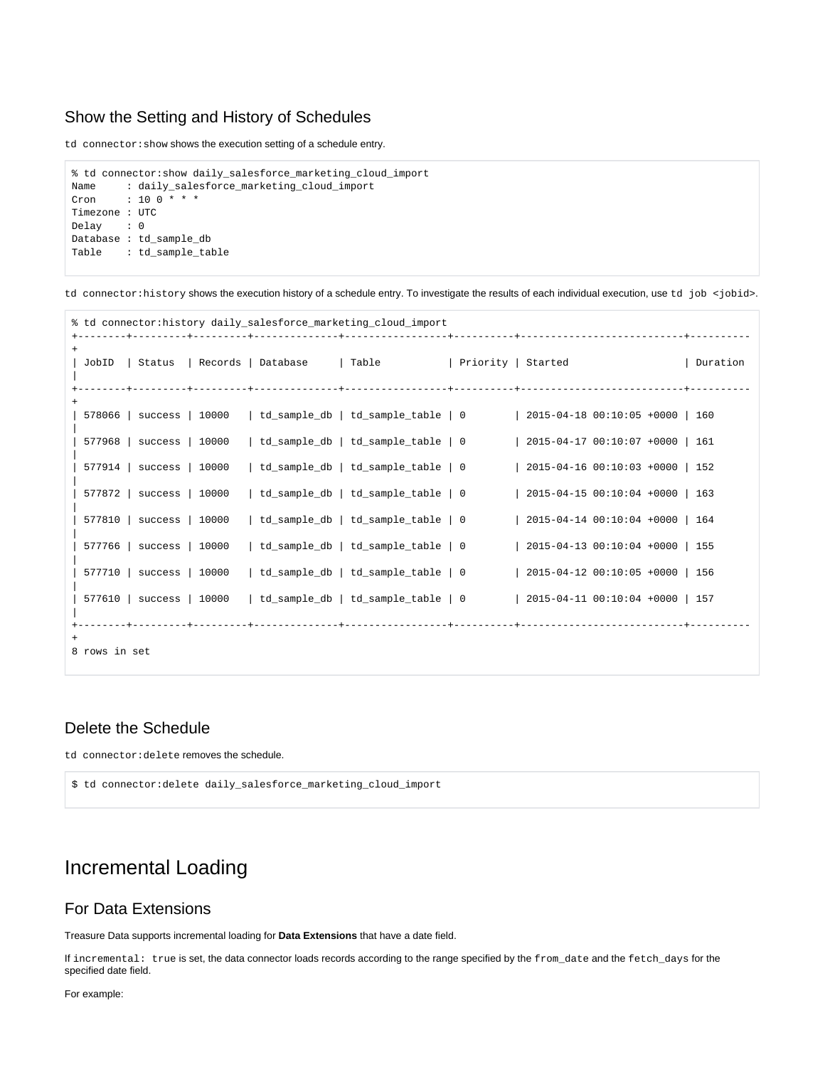## Show the Setting and History of Schedules

`td connector:show` shows the execution setting of a schedule entry.

```
% td connector:show daily_salesforce_marketing_cloud_import
Name     : daily_salesforce_marketing_cloud_import
Cron     : 10 0 * * *
Timezone : UTC
Delay    : 0
Database : td_sample_db
Table    : td_sample_table
```

`td connector:history` shows the execution history of a schedule entry. To investigate the results of each individual execution, use `td job <jobid>`.

```
% td connector:history daily_salesforce_marketing_cloud_import
+--------+---------+---------+--------------+-----------------+----------+---------------------------+----------+
| JobID  | Status  | Records | Database     | Table           | Priority | Started                   | Duration |
+--------+---------+---------+--------------+-----------------+----------+---------------------------+----------+
| 578066 | success | 10000   | td_sample_db | td_sample_table | 0        | 2015-04-18 00:10:05 +0000 | 160      |
| 577968 | success | 10000   | td_sample_db | td_sample_table | 0        | 2015-04-17 00:10:07 +0000 | 161      |
| 577914 | success | 10000   | td_sample_db | td_sample_table | 0        | 2015-04-16 00:10:03 +0000 | 152      |
| 577872 | success | 10000   | td_sample_db | td_sample_table | 0        | 2015-04-15 00:10:04 +0000 | 163      |
| 577810 | success | 10000   | td_sample_db | td_sample_table | 0        | 2015-04-14 00:10:04 +0000 | 164      |
| 577766 | success | 10000   | td_sample_db | td_sample_table | 0        | 2015-04-13 00:10:04 +0000 | 155      |
| 577710 | success | 10000   | td_sample_db | td_sample_table | 0        | 2015-04-12 00:10:05 +0000 | 156      |
| 577610 | success | 10000   | td_sample_db | td_sample_table | 0        | 2015-04-11 00:10:04 +0000 | 157      |
+--------+---------+---------+--------------+-----------------+----------+---------------------------+----------+
8 rows in set
```

## Delete the Schedule

`td connector:delete` removes the schedule.

```
$ td connector:delete daily_salesforce_marketing_cloud_import
```

# Incremental Loading

## For Data Extensions

Treasure Data supports incremental loading for **Data Extensions** that have a date field.

If `incremental: true` is set, the data connector loads records according to the range specified by the `from_date` and the `fetch_days` for the specified date field.

For example: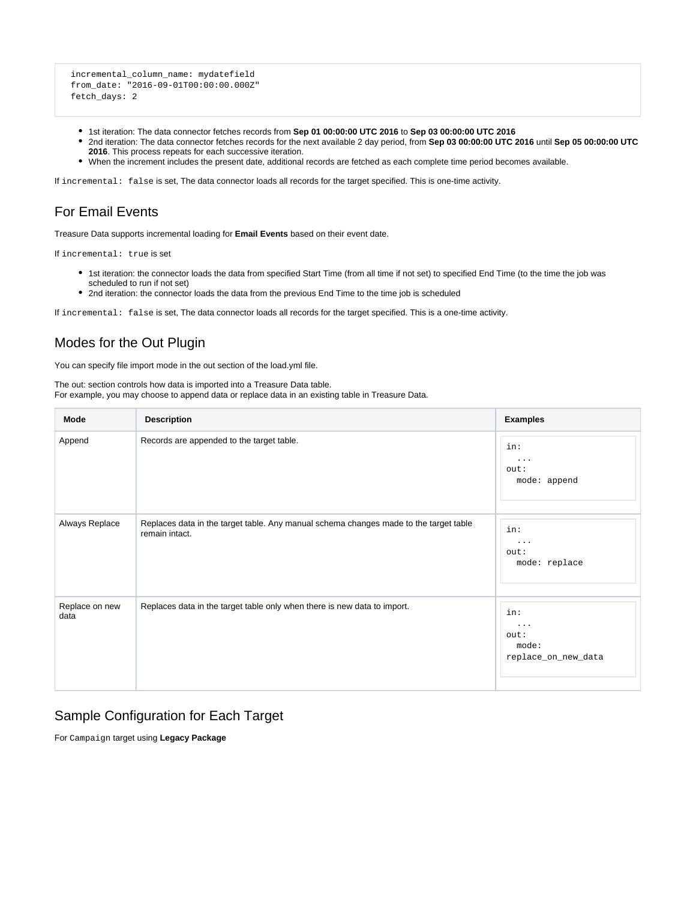```
incremental_column_name: mydatefield
from_date: "2016-09-01T00:00:00.000Z"
fetch_days: 2
```

- 1st iteration: The data connector fetches records from **Sep 01 00:00:00 UTC 2016** to **Sep 03 00:00:00 UTC 2016**
- 2nd iteration: The data connector fetches records for the next available 2 day period, from **Sep 03 00:00:00 UTC 2016** until **Sep 05 00:00:00 UTC 2016**. This process repeats for each successive iteration.
- When the increment includes the present date, additional records are fetched as each complete time period becomes available.

If `incremental: false` is set, The data connector loads all records for the target specified. This is one-time activity.

## For Email Events

Treasure Data supports incremental loading for **Email Events** based on their event date.

If `incremental: true` is set

- 1st iteration: the connector loads the data from specified Start Time (from all time if not set) to specified End Time (to the time the job was scheduled to run if not set)
- 2nd iteration: the connector loads the data from the previous End Time to the time job is scheduled

If `incremental: false` is set, The data connector loads all records for the target specified. This is a one-time activity.

## Modes for the Out Plugin

You can specify file import mode in the out section of the load.yml file.

The out: section controls how data is imported into a Treasure Data table.
For example, you may choose to append data or replace data in an existing table in Treasure Data.

| Mode | Description | Examples |
|---|---|---|
| Append | Records are appended to the target table. | `in: ... out: mode: append` |
| Always Replace | Replaces data in the target table. Any manual schema changes made to the target table remain intact. | `in: ... out: mode: replace` |
| Replace on new data | Replaces data in the target table only when there is new data to import. | `in: ... out: mode: replace_on_new_data` |

## Sample Configuration for Each Target

For `Campaign` target using **Legacy Package**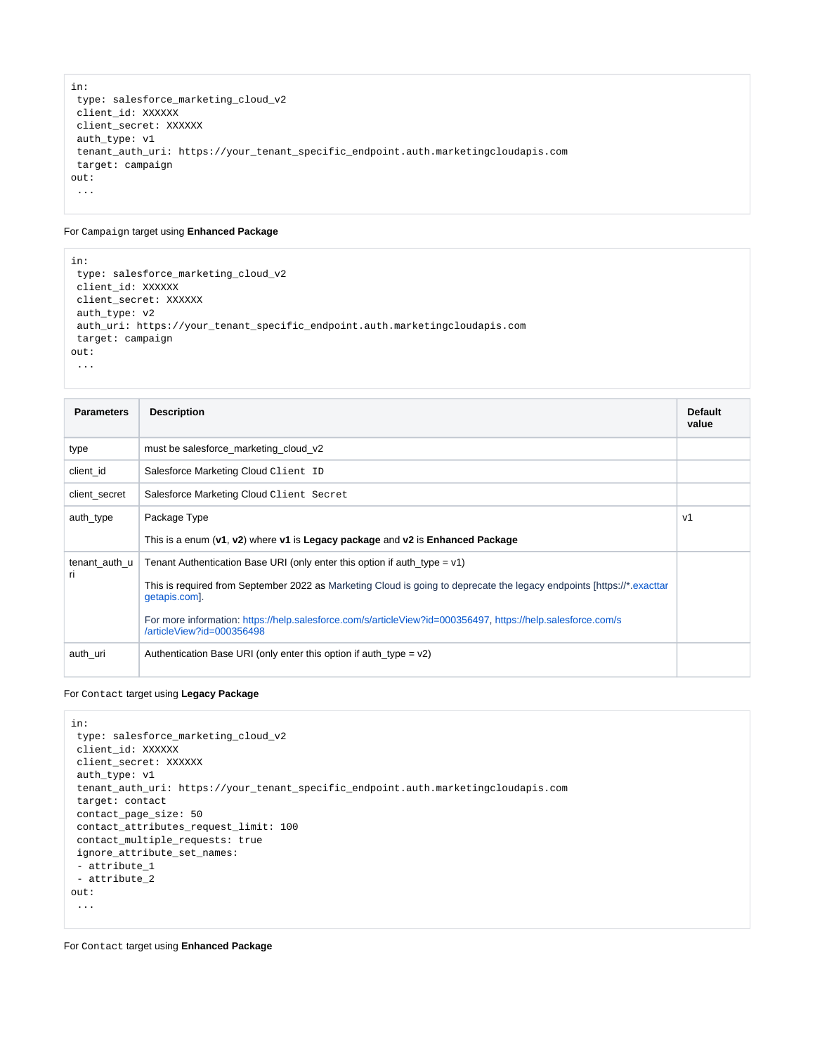```
in:
 type: salesforce_marketing_cloud_v2
 client_id: XXXXXX
 client_secret: XXXXXX
 auth_type: v1
 tenant_auth_uri: https://your_tenant_specific_endpoint.auth.marketingcloudapis.com
 target: campaign
out:
 ...
```

For `Campaign` target using **Enhanced Package**

```
in:
 type: salesforce_marketing_cloud_v2
 client_id: XXXXXX
 client_secret: XXXXXX
 auth_type: v2
 auth_uri: https://your_tenant_specific_endpoint.auth.marketingcloudapis.com
 target: campaign
out:
 ...
```

| Parameters | Description | Default value |
|---|---|---|
| type | must be salesforce_marketing_cloud_v2 | |
| client_id | Salesforce Marketing Cloud `Client ID` | |
| client_secret | Salesforce Marketing Cloud `Client Secret` | |
| auth_type | Package Type<br><br>This is a enum (**v1**, **v2**) where **v1** is **Legacy package** and **v2** is **Enhanced Package** | v1 |
| tenant_auth_uri | Tenant Authentication Base URI (only enter this option if auth_type = v1)<br><br>This is required from September 2022 as Marketing Cloud is going to deprecate the legacy endpoints [https://*.exacttargetapis.com].<br><br>For more information: https://help.salesforce.com/s/articleView?id=000356497, https://help.salesforce.com/s/articleView?id=000356498 | |
| auth_uri | Authentication Base URI (only enter this option if auth_type = v2) | |

For `Contact` target using **Legacy Package**

```
in:
 type: salesforce_marketing_cloud_v2
 client_id: XXXXXX
 client_secret: XXXXXX
 auth_type: v1
 tenant_auth_uri: https://your_tenant_specific_endpoint.auth.marketingcloudapis.com
 target: contact
 contact_page_size: 50
 contact_attributes_request_limit: 100
 contact_multiple_requests: true
 ignore_attribute_set_names:
 - attribute_1
 - attribute_2
out:
 ...
```

For `Contact` target using **Enhanced Package**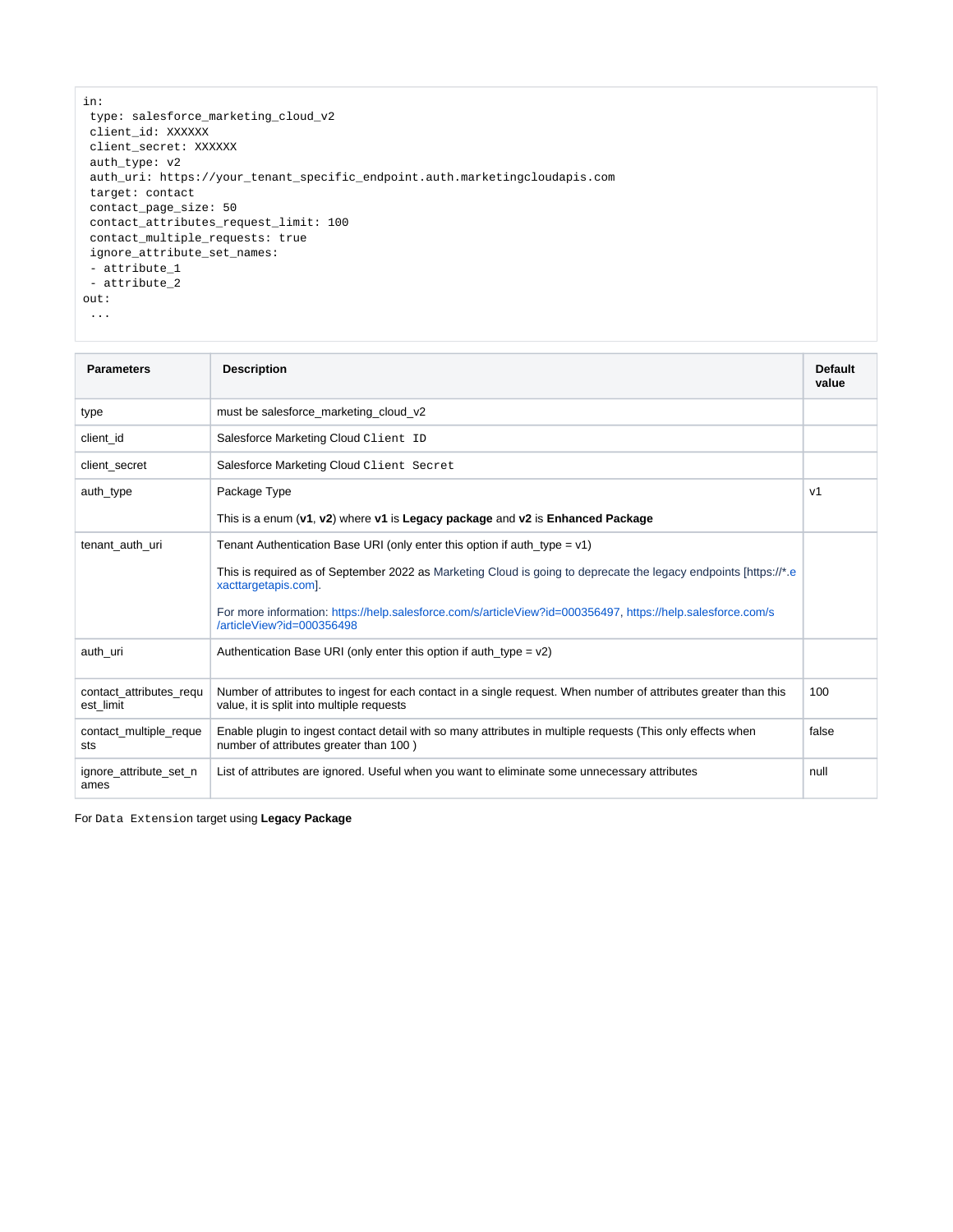```
in:
 type: salesforce_marketing_cloud_v2
 client_id: XXXXXX
 client_secret: XXXXXX
 auth_type: v2
 auth_uri: https://your_tenant_specific_endpoint.auth.marketingcloudapis.com
 target: contact
 contact_page_size: 50
 contact_attributes_request_limit: 100
 contact_multiple_requests: true
 ignore_attribute_set_names:
 - attribute_1
 - attribute_2
out:
 ...
```

| Parameters | Description | Default value |
|---|---|---|
| type | must be salesforce_marketing_cloud_v2 | |
| client_id | Salesforce Marketing Cloud `Client ID` | |
| client_secret | Salesforce Marketing Cloud `Client Secret` | |
| auth_type | Package Type<br><br>This is a enum (**v1**, **v2**) where **v1** is **Legacy package** and **v2** is **Enhanced Package** | v1 |
| tenant_auth_uri | Tenant Authentication Base URI (only enter this option if auth_type = v1)<br><br>This is required as of September 2022 as Marketing Cloud is going to deprecate the legacy endpoints [https://*.exacttargetapis.com].<br><br>For more information: https://help.salesforce.com/s/articleView?id=000356497, https://help.salesforce.com/s/articleView?id=000356498 | |
| auth_uri | Authentication Base URI (only enter this option if auth_type = v2) | |
| contact_attributes_request_limit | Number of attributes to ingest for each contact in a single request. When number of attributes greater than this value, it is split into multiple requests | 100 |
| contact_multiple_requests | Enable plugin to ingest contact detail with so many attributes in multiple requests (This only effects when number of attributes greater than 100 ) | false |
| ignore_attribute_set_names | List of attributes are ignored. Useful when you want to eliminate some unnecessary attributes | null |

For `Data Extension` target using **Legacy Package**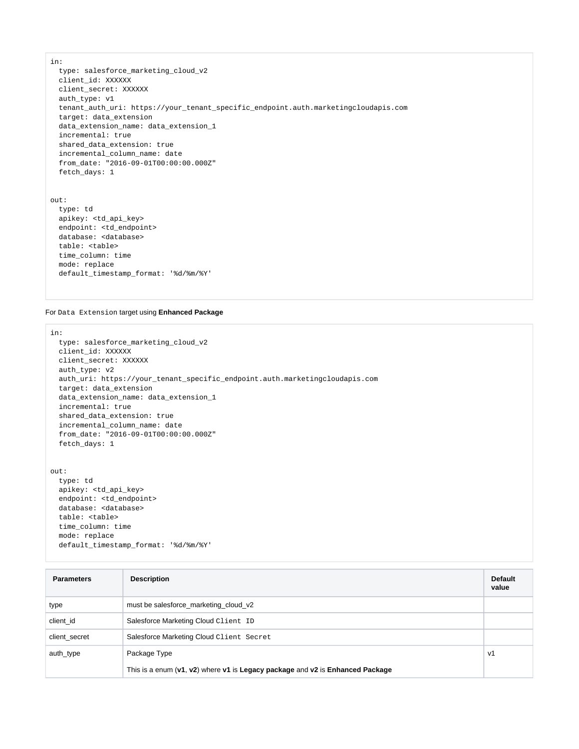```
in:
  type: salesforce_marketing_cloud_v2
  client_id: XXXXXX
  client_secret: XXXXXX
  auth_type: v1
  tenant_auth_uri: https://your_tenant_specific_endpoint.auth.marketingcloudapis.com
  target: data_extension
  data_extension_name: data_extension_1
  incremental: true
  shared_data_extension: true
  incremental_column_name: date
  from_date: "2016-09-01T00:00:00.000Z"
  fetch_days: 1


out:
  type: td
  apikey: <td_api_key>
  endpoint: <td_endpoint>
  database: <database>
  table: <table>
  time_column: time
  mode: replace
  default_timestamp_format: '%d/%m/%Y'
```

For `Data Extension` target using **Enhanced Package**

```
in:
  type: salesforce_marketing_cloud_v2
  client_id: XXXXXX
  client_secret: XXXXXX
  auth_type: v2
  auth_uri: https://your_tenant_specific_endpoint.auth.marketingcloudapis.com
  target: data_extension
  data_extension_name: data_extension_1
  incremental: true
  shared_data_extension: true
  incremental_column_name: date
  from_date: "2016-09-01T00:00:00.000Z"
  fetch_days: 1


out:
  type: td
  apikey: <td_api_key>
  endpoint: <td_endpoint>
  database: <database>
  table: <table>
  time_column: time
  mode: replace
  default_timestamp_format: '%d/%m/%Y'
```

| Parameters | Description | Default value |
|---|---|---|
| type | must be salesforce_marketing_cloud_v2 | |
| client_id | Salesforce Marketing Cloud `Client ID` | |
| client_secret | Salesforce Marketing Cloud `Client Secret` | |
| auth_type | Package Type<br><br>This is a enum (**v1**, **v2**) where **v1** is **Legacy package** and **v2** is **Enhanced Package** | v1 |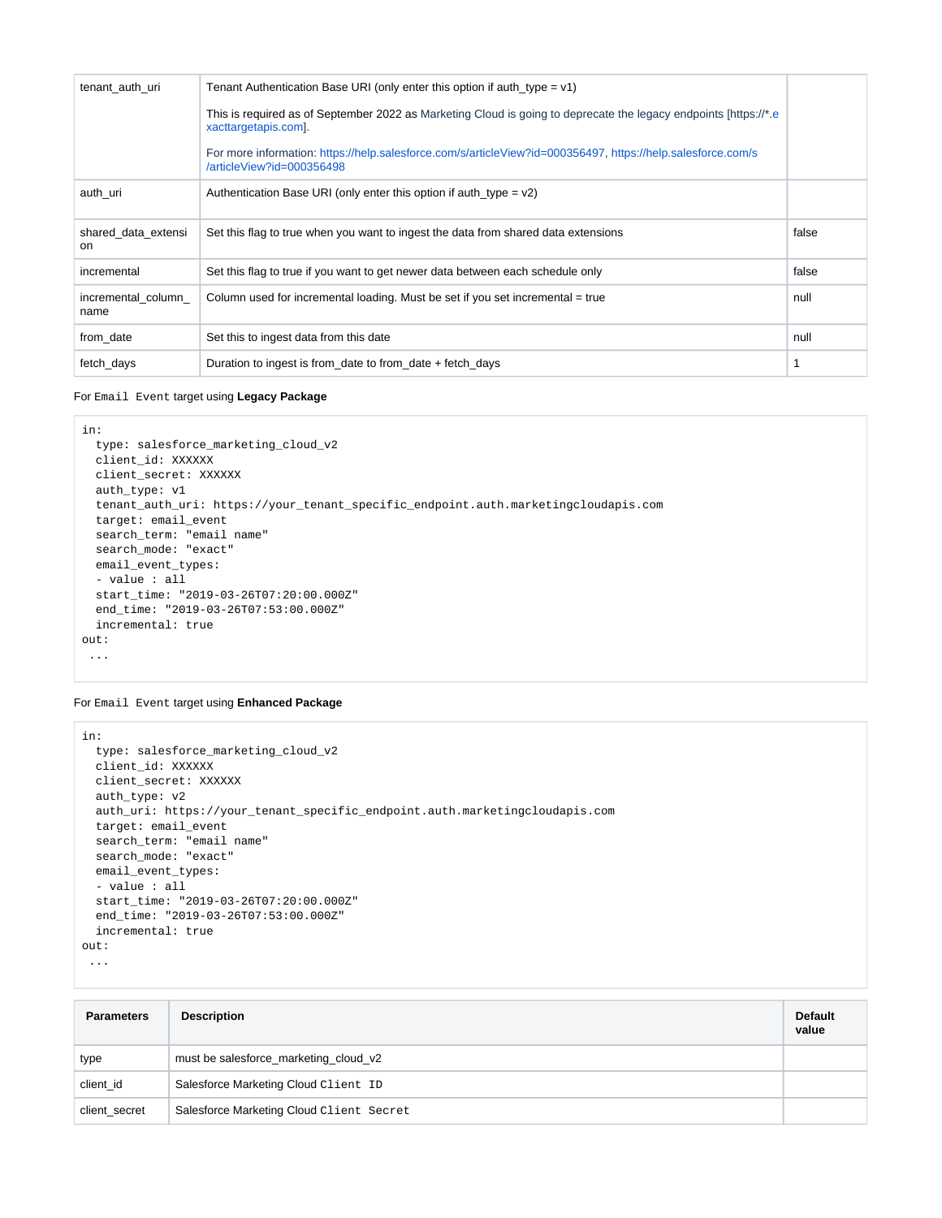| | | |
|---|---|---|
| tenant_auth_uri | Tenant Authentication Base URI (only enter this option if auth_type = v1)<br><br>This is required as of September 2022 as Marketing Cloud is going to deprecate the legacy endpoints [https://*.exacttargetapis.com].<br><br>For more information: https://help.salesforce.com/s/articleView?id=000356497, https://help.salesforce.com/s/articleView?id=000356498 | |
| auth_uri | Authentication Base URI (only enter this option if auth_type = v2) | |
| shared_data_extension | Set this flag to true when you want to ingest the data from shared data extensions | false |
| incremental | Set this flag to true if you want to get newer data between each schedule only | false |
| incremental_column_name | Column used for incremental loading. Must be set if you set incremental = true | null |
| from_date | Set this to ingest data from this date | null |
| fetch_days | Duration to ingest is from_date to from_date + fetch_days | 1 |

For `Email Event` target using **Legacy Package**

```
in:
  type: salesforce_marketing_cloud_v2
  client_id: XXXXXX
  client_secret: XXXXXX
  auth_type: v1
  tenant_auth_uri: https://your_tenant_specific_endpoint.auth.marketingcloudapis.com
  target: email_event
  search_term: "email name"
  search_mode: "exact"
  email_event_types:
  - value : all
  start_time: "2019-03-26T07:20:00.000Z"
  end_time: "2019-03-26T07:53:00.000Z"
  incremental: true
out:
 ...
```

For `Email Event` target using **Enhanced Package**

```
in:
  type: salesforce_marketing_cloud_v2
  client_id: XXXXXX
  client_secret: XXXXXX
  auth_type: v2
  auth_uri: https://your_tenant_specific_endpoint.auth.marketingcloudapis.com
  target: email_event
  search_term: "email name"
  search_mode: "exact"
  email_event_types:
  - value : all
  start_time: "2019-03-26T07:20:00.000Z"
  end_time: "2019-03-26T07:53:00.000Z"
  incremental: true
out:
 ...
```

| Parameters | Description | Default value |
|---|---|---|
| type | must be salesforce_marketing_cloud_v2 | |
| client_id | Salesforce Marketing Cloud `Client ID` | |
| client_secret | Salesforce Marketing Cloud `Client Secret` | |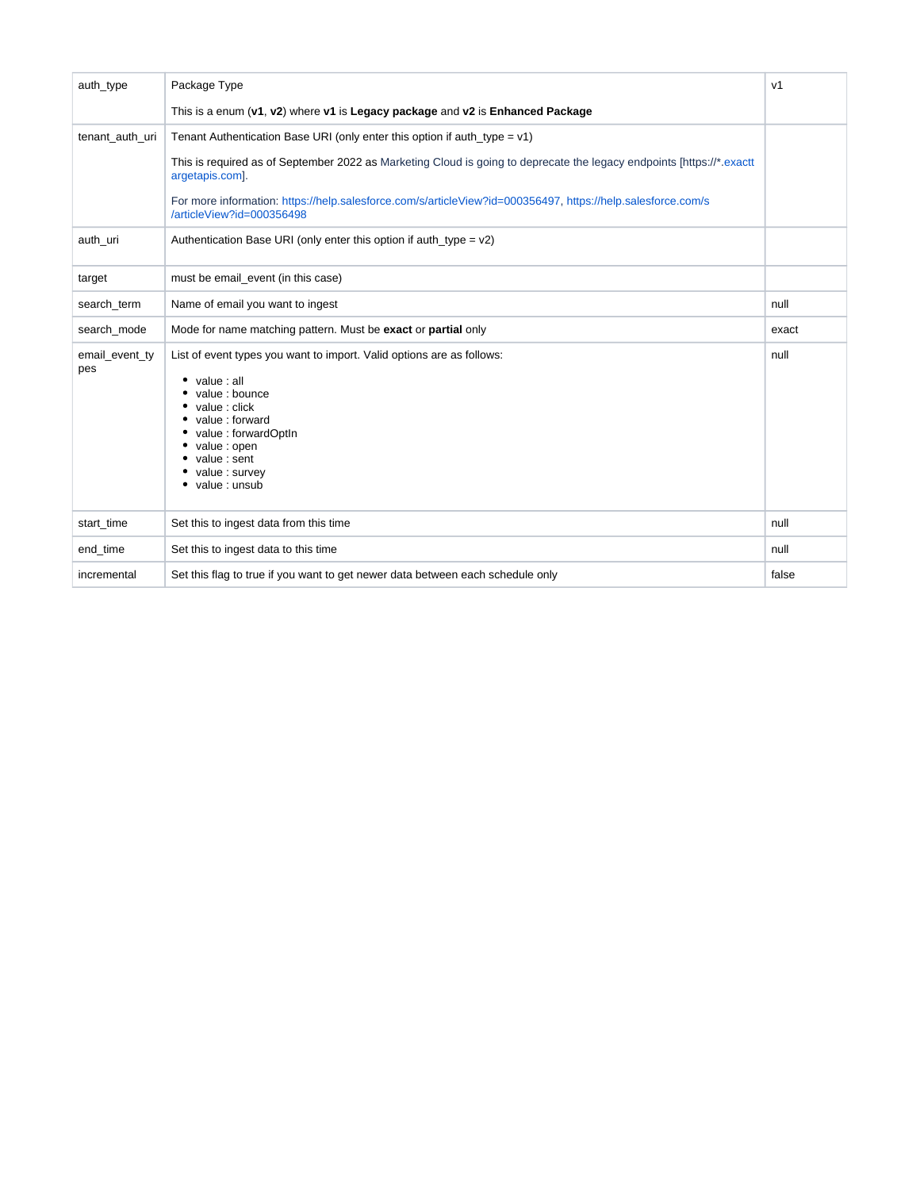| | | |
|---|---|---|
| auth_type | Package Type<br><br>This is a enum (**v1**, **v2**) where **v1** is **Legacy package** and **v2** is **Enhanced Package** | v1 |
| tenant_auth_uri | Tenant Authentication Base URI (only enter this option if auth_type = v1)<br><br>This is required as of September 2022 as Marketing Cloud is going to deprecate the legacy endpoints [https://*.exacttargetapis.com].<br><br>For more information: https://help.salesforce.com/s/articleView?id=000356497, https://help.salesforce.com/s/articleView?id=000356498 | |
| auth_uri | Authentication Base URI (only enter this option if auth_type = v2) | |
| target | must be email_event (in this case) | |
| search_term | Name of email you want to ingest | null |
| search_mode | Mode for name matching pattern. Must be **exact** or **partial** only | exact |
| email_event_types | List of event types you want to import. Valid options are as follows:<br><br>• value : all<br>• value : bounce<br>• value : click<br>• value : forward<br>• value : forwardOptIn<br>• value : open<br>• value : sent<br>• value : survey<br>• value : unsub | null |
| start_time | Set this to ingest data from this time | null |
| end_time | Set this to ingest data to this time | null |
| incremental | Set this flag to true if you want to get newer data between each schedule only | false |